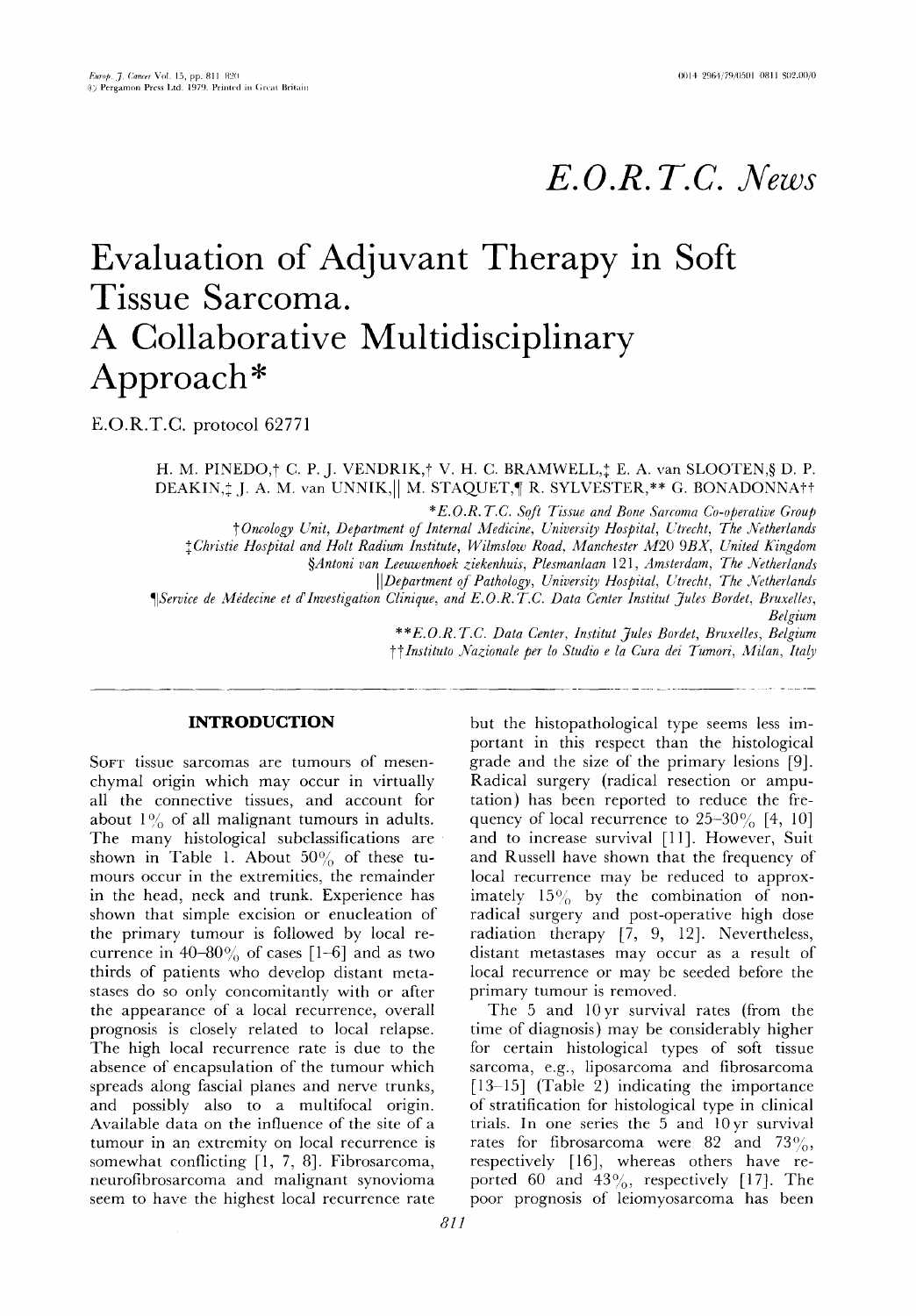# E.O.R.T.C. News

# Evaluation of Adjuvant Therapy in Soft Tissue Sarcoma. A Collaborative Multidisciplinary Approach*

E.O.R.T.C. protocol 62771

H. M. PINEDO,† C. P. J. VENDRIK,† V. H. C. BRAMWELL,‡ E. A. van SLOOTEN,§ D. P. DEAKIN,‡ J. A. M. van UNNIK,|| M. STAQUET,¶ R. SYLVESTER,** G. BONADONNA††

*E.O.R.T.C. Soft Tissue and Bone Sarcoma Co-operative Group

†Oncology Unit, Department of Internal Medicine, University Hospital, Utrecht, The Netherlands

‡Christie Hospital and Holt Radium Institute, Wilmslow Road, Manchester M20 9BX, United Kingdom

§Antoni van Leeuwenhoek ziekenhuis, Plesmanlaan 121, Amsterdam, The Netherlands

||Department of Pathology, University Hospital, Utrecht, The Netherlands

¶Service de Médecine et d'Investigation Clinique, and E.O.R.T.C. Data Center Institut Jules Bordet, Bruxelles, Belgium

**E.O.R.T.C. Data Center, Institut Jules Bordet, Bruxelles, Belgium

††Instituto Nazionale per lo Studio e la Cura dei Tumori, Milan, Italy

## INTRODUCTION

Soft tissue sarcomas are tumours of mesenchymal origin which may occur in virtually all the connective tissues, and account for about 1% of all malignant tumours in adults. The many histological subclassifications are shown in Table 1. About 50% of these tumours occur in the extremities, the remainder in the head, neck and trunk. Experience has shown that simple excision or enucleation of the primary tumour is followed by local recurrence in 40–80% of cases [1–6] and as two thirds of patients who develop distant metastases do so only concomitantly with or after the appearance of a local recurrence, overall prognosis is closely related to local relapse. The high local recurrence rate is due to the absence of encapsulation of the tumour which spreads along fascial planes and nerve trunks, and possibly also to a multifocal origin. Available data on the influence of the site of a tumour in an extremity on local recurrence is somewhat conflicting [1, 7, 8]. Fibrosarcoma, neurofibrosarcoma and malignant synovioma seem to have the highest local recurrence rate but the histopathological type seems less important in this respect than the histological grade and the size of the primary lesions [9]. Radical surgery (radical resection or amputation) has been reported to reduce the frequency of local recurrence to 25–30% [4, 10] and to increase survival [11]. However, Suit and Russell have shown that the frequency of local recurrence may be reduced to approximately 15% by the combination of non-radical surgery and post-operative high dose radiation therapy [7, 9, 12]. Nevertheless, distant metastases may occur as a result of local recurrence or may be seeded before the primary tumour is removed.

The 5 and 10 yr survival rates (from the time of diagnosis) may be considerably higher for certain histological types of soft tissue sarcoma, e.g., liposarcoma and fibrosarcoma [13–15] (Table 2) indicating the importance of stratification for histological type in clinical trials. In one series the 5 and 10 yr survival rates for fibrosarcoma were 82 and 73%, respectively [16], whereas others have reported 60 and 43%, respectively [17]. The poor prognosis of leiomyosarcoma has been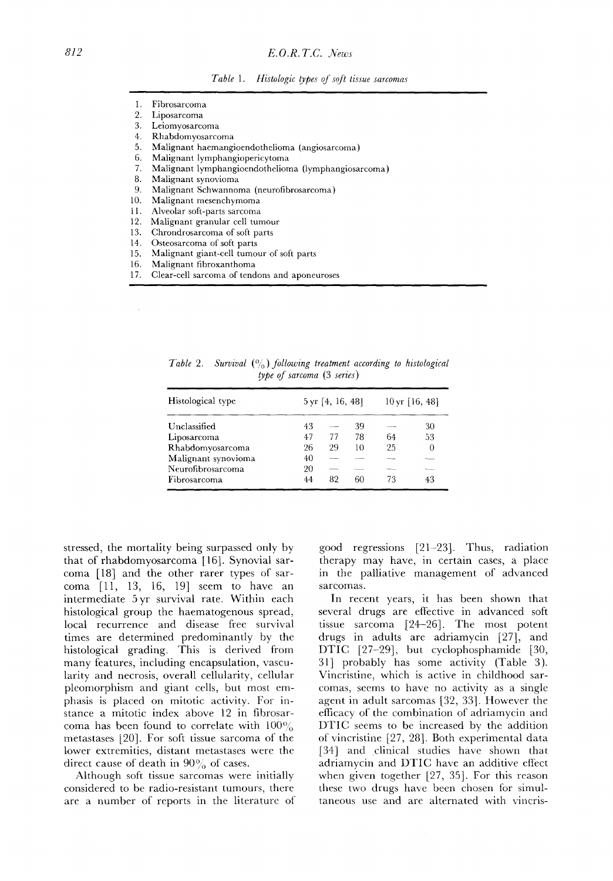*Table 1. Histologic types of soft tissue sarcomas*

1. Fibrosarcoma
2. Liposarcoma
3. Leiomyosarcoma
4. Rhabdomyosarcoma
5. Malignant haemangioendothelioma (angiosarcoma)
6. Malignant lymphangiopericytoma
7. Malignant lymphangioendothelioma (lymphangiosarcoma)
8. Malignant synovioma
9. Malignant Schwannoma (neurofibrosarcoma)
10. Malignant mesenchymoma
11. Alveolar soft-parts sarcoma
12. Malignant granular cell tumour
13. Chrondrosarcoma of soft parts
14. Osteosarcoma of soft parts
15. Malignant giant-cell tumour of soft parts
16. Malignant fibroxanthoma
17. Clear-cell sarcoma of tendons and aponeuroses

*Table 2. Survival (%) following treatment according to histological type of sarcoma (3 series)*

| Histological type | 5 yr [4, 16, 48] | | | 10 yr [16, 48] | |
|---|---|---|---|---|---|
| Unclassified | 43 | — | 39 | — | 30 |
| Liposarcoma | 47 | 77 | 78 | 64 | 53 |
| Rhabdomyosarcoma | 26 | 29 | 10 | 25 | 0 |
| Malignant synovioma | 40 | — | — | — | — |
| Neurofibrosarcoma | 20 | — | — | — | — |
| Fibrosarcoma | 44 | 82 | 60 | 73 | 43 |

stressed, the mortality being surpassed only by that of rhabdomyosarcoma [16]. Synovial sarcoma [18] and the other rarer types of sarcoma [11, 13, 16, 19] seem to have an intermediate 5 yr survival rate. Within each histological group the haematogenous spread, local recurrence and disease free survival times are determined predominantly by the histological grading. This is derived from many features, including encapsulation, vascularity and necrosis, overall cellularity, cellular pleomorphism and giant cells, but most emphasis is placed on mitotic activity. For instance a mitotic index above 12 in fibrosarcoma has been found to correlate with 100% metastases [20]. For soft tissue sarcoma of the lower extremities, distant metastases were the direct cause of death in 90% of cases.

Although soft tissue sarcomas were initially considered to be radio-resistant tumours, there are a number of reports in the literature of good regressions [21–23]. Thus, radiation therapy may have, in certain cases, a place in the palliative management of advanced sarcomas.

In recent years, it has been shown that several drugs are effective in advanced soft tissue sarcoma [24–26]. The most potent drugs in adults are adriamycin [27], and DTIC [27–29], but cyclophosphamide [30, 31] probably has some activity (Table 3). Vincristine, which is active in childhood sarcomas, seems to have no activity as a single agent in adult sarcomas [32, 33]. However the efficacy of the combination of adriamycin and DTIC seems to be increased by the addition of vincristine [27, 28]. Both experimental data [34] and clinical studies have shown that adriamycin and DTIC have an additive effect when given together [27, 35]. For this reason these two drugs have been chosen for simultaneous use and are alternated with vincris-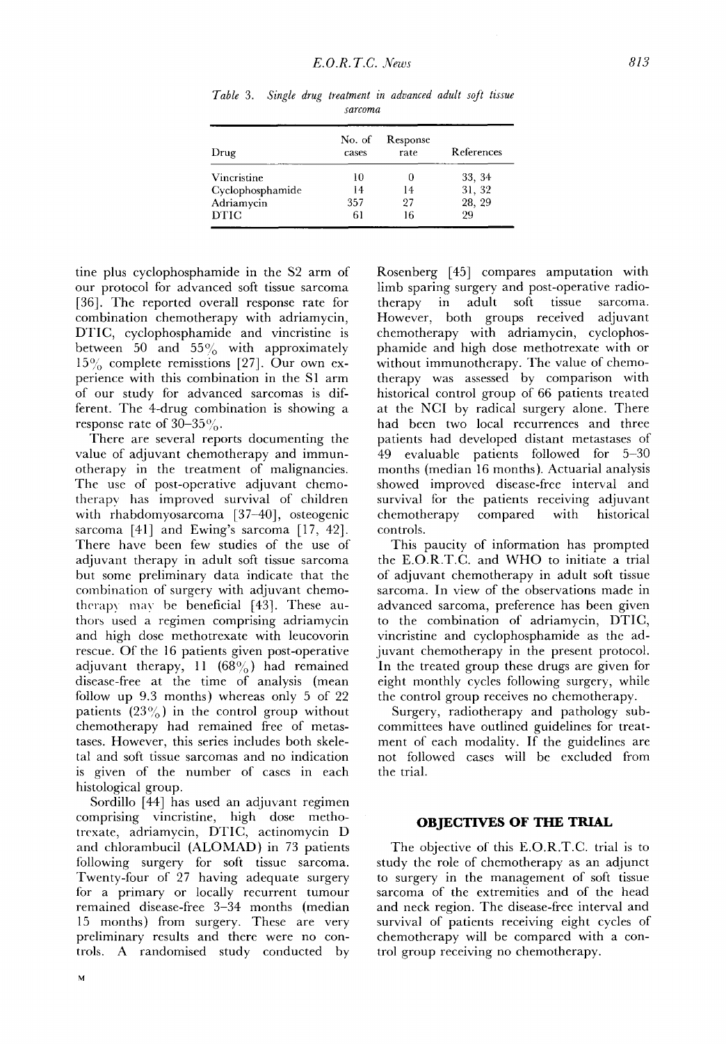*Table 3. Single drug treatment in advanced adult soft tissue sarcoma*

| Drug | No. of cases | Response rate | References |
|---|---|---|---|
| Vincristine | 10 | 0 | 33, 34 |
| Cyclophosphamide | 14 | 14 | 31, 32 |
| Adriamycin | 357 | 27 | 28, 29 |
| DTIC | 61 | 16 | 29 |

tine plus cyclophosphamide in the S2 arm of our protocol for advanced soft tissue sarcoma [36]. The reported overall response rate for combination chemotherapy with adriamycin, DTIC, cyclophosphamide and vincristine is between 50 and 55% with approximately 15% complete remisstions [27]. Our own experience with this combination in the S1 arm of our study for advanced sarcomas is different. The 4-drug combination is showing a response rate of 30–35%.

There are several reports documenting the value of adjuvant chemotherapy and immunotherapy in the treatment of malignancies. The use of post-operative adjuvant chemotherapy has improved survival of children with rhabdomyosarcoma [37–40], osteogenic sarcoma [41] and Ewing's sarcoma [17, 42]. There have been few studies of the use of adjuvant therapy in adult soft tissue sarcoma but some preliminary data indicate that the combination of surgery with adjuvant chemotherapy may be beneficial [43]. These authors used a regimen comprising adriamycin and high dose methotrexate with leucovorin rescue. Of the 16 patients given post-operative adjuvant therapy, 11 (68%) had remained disease-free at the time of analysis (mean follow up 9.3 months) whereas only 5 of 22 patients (23%) in the control group without chemotherapy had remained free of metastases. However, this series includes both skeletal and soft tissue sarcomas and no indication is given of the number of cases in each histological group.

Sordillo [44] has used an adjuvant regimen comprising vincristine, high dose methotrexate, adriamycin, DTIC, actinomycin D and chlorambucil (ALOMAD) in 73 patients following surgery for soft tissue sarcoma. Twenty-four of 27 having adequate surgery for a primary or locally recurrent tumour remained disease-free 3–34 months (median 15 months) from surgery. These are very preliminary results and there were no controls. A randomised study conducted by Rosenberg [45] compares amputation with limb sparing surgery and post-operative radiotherapy in adult soft tissue sarcoma. However, both groups received adjuvant chemotherapy with adriamycin, cyclophosphamide and high dose methotrexate with or without immunotherapy. The value of chemotherapy was assessed by comparison with historical control group of 66 patients treated at the NCI by radical surgery alone. There had been two local recurrences and three patients had developed distant metastases of 49 evaluable patients followed for 5–30 months (median 16 months). Actuarial analysis showed improved disease-free interval and survival for the patients receiving adjuvant chemotherapy compared with historical controls.

This paucity of information has prompted the E.O.R.T.C. and WHO to initiate a trial of adjuvant chemotherapy in adult soft tissue sarcoma. In view of the observations made in advanced sarcoma, preference has been given to the combination of adriamycin, DTIC, vincristine and cyclophosphamide as the adjuvant chemotherapy in the present protocol. In the treated group these drugs are given for eight monthly cycles following surgery, while the control group receives no chemotherapy.

Surgery, radiotherapy and pathology subcommittees have outlined guidelines for treatment of each modality. If the guidelines are not followed cases will be excluded from the trial.

## OBJECTIVES OF THE TRIAL

The objective of this E.O.R.T.C. trial is to study the role of chemotherapy as an adjunct to surgery in the management of soft tissue sarcoma of the extremities and of the head and neck region. The disease-free interval and survival of patients receiving eight cycles of chemotherapy will be compared with a control group receiving no chemotherapy.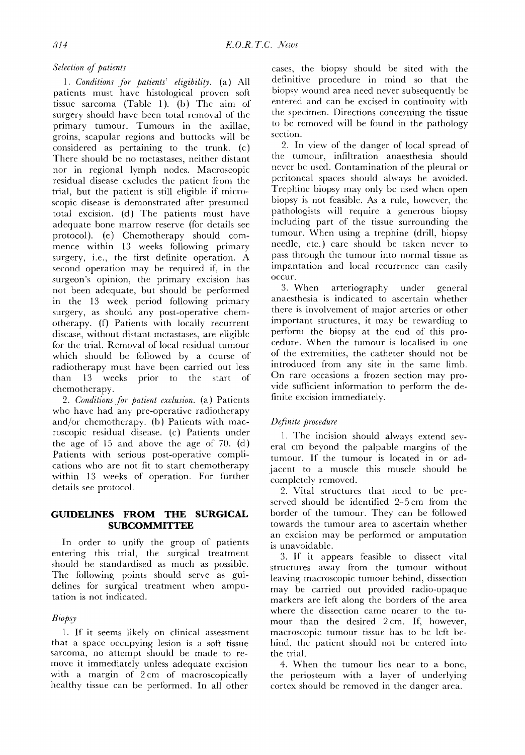*Selection of patients*

1. *Conditions for patients' eligibility.* (a) All patients must have histological proven soft tissue sarcoma (Table 1). (b) The aim of surgery should have been total removal of the primary tumour. Tumours in the axillae, groins, scapular regions and buttocks will be considered as pertaining to the trunk. (c) There should be no metastases, neither distant nor in regional lymph nodes. Macroscopic residual disease excludes the patient from the trial, but the patient is still eligible if microscopic disease is demonstrated after presumed total excision. (d) The patients must have adequate bone marrow reserve (for details see protocol). (e) Chemotherapy should commence within 13 weeks following primary surgery, i.e., the first definite operation. A second operation may be required if, in the surgeon's opinion, the primary excision has not been adequate, but should be performed in the 13 week period following primary surgery, as should any post-operative chemotherapy. (f) Patients with locally recurrent disease, without distant metastases, are eligible for the trial. Removal of local residual tumour which should be followed by a course of radiotherapy must have been carried out less than 13 weeks prior to the start of chemotherapy.

2. *Conditions for patient exclusion.* (a) Patients who have had any pre-operative radiotherapy and/or chemotherapy. (b) Patients with macroscopic residual disease. (c) Patients under the age of 15 and above the age of 70. (d) Patients with serious post-operative complications who are not fit to start chemotherapy within 13 weeks of operation. For further details see protocol.

## GUIDELINES FROM THE SURGICAL SUBCOMMITTEE

In order to unify the group of patients entering this trial, the surgical treatment should be standardised as much as possible. The following points should serve as guidelines for surgical treatment when amputation is not indicated.

### *Biopsy*

1. If it seems likely on clinical assessment that a space occupying lesion is a soft tissue sarcoma, no attempt should be made to remove it immediately unless adequate excision with a margin of 2 cm of macroscopically healthy tissue can be performed. In all other cases, the biopsy should be sited with the definitive procedure in mind so that the biopsy wound area need never subsequently be entered and can be excised in continuity with the specimen. Directions concerning the tissue to be removed will be found in the pathology section.

2. In view of the danger of local spread of the tumour, infiltration anaesthesia should never be used. Contamination of the pleural or peritoneal spaces should always be avoided. Trephine biopsy may only be used when open biopsy is not feasible. As a rule, however, the pathologists will require a generous biopsy including part of the tissue surrounding the tumour. When using a trephine (drill, biopsy needle, etc.) care should be taken never to pass through the tumour into normal tissue as impantation and local recurrence can easily occur.

3. When arteriography under general anaesthesia is indicated to ascertain whether there is involvement of major arteries or other important structures, it may be rewarding to perform the biopsy at the end of this procedure. When the tumour is localised in one of the extremities, the catheter should not be introduced from any site in the same limb. On rare occasions a frozen section may provide sufficient information to perform the definite excision immediately.

### *Definite procedure*

1. The incision should always extend several cm beyond the palpable margins of the tumour. If the tumour is located in or adjacent to a muscle this muscle should be completely removed.

2. Vital structures that need to be preserved should be identified 2–5 cm from the border of the tumour. They can be followed towards the tumour area to ascertain whether an excision may be performed or amputation is unavoidable.

3. If it appears feasible to dissect vital structures away from the tumour without leaving macroscopic tumour behind, dissection may be carried out provided radio-opaque markers are left along the borders of the area where the dissection came nearer to the tumour than the desired 2 cm. If, however, macroscopic tumour tissue has to be left behind, the patient should not be entered into the trial.

4. When the tumour lies near to a bone, the periosteum with a layer of underlying cortex should be removed in the danger area.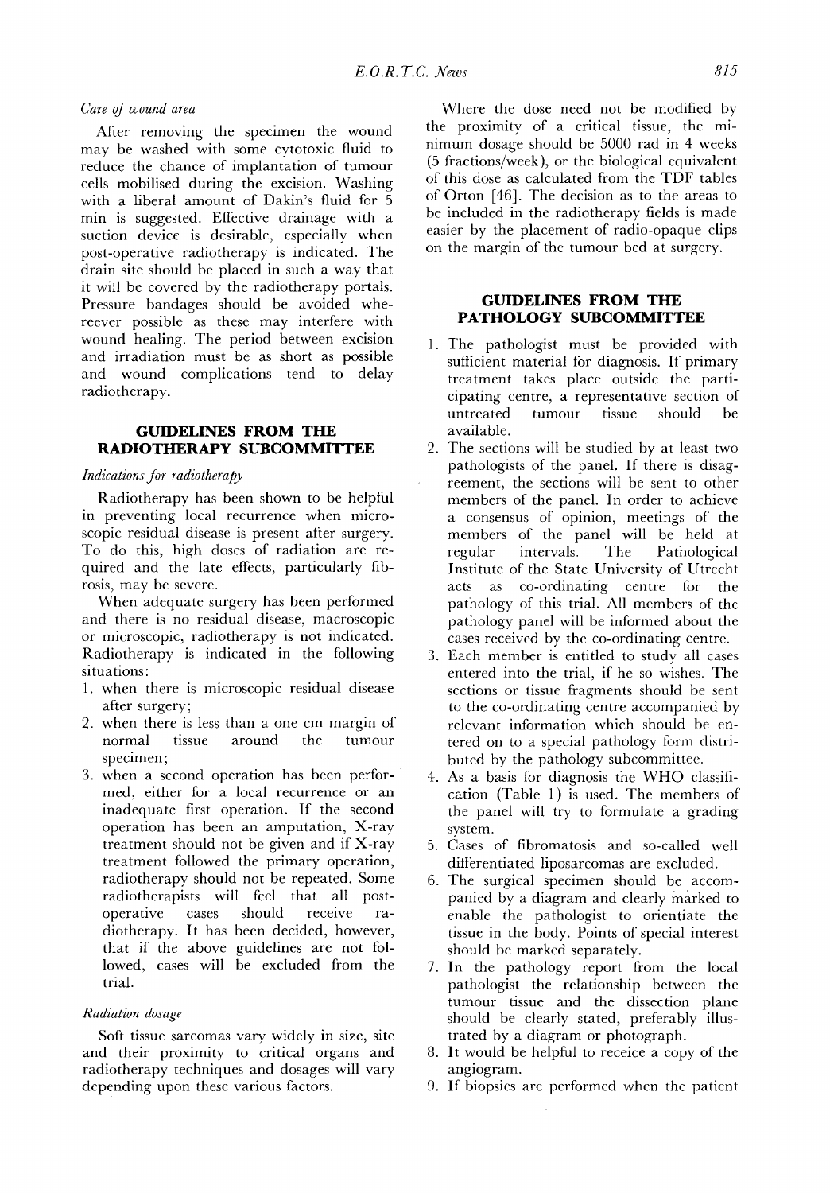*Care of wound area*

After removing the specimen the wound may be washed with some cytotoxic fluid to reduce the chance of implantation of tumour cells mobilised during the excision. Washing with a liberal amount of Dakin's fluid for 5 min is suggested. Effective drainage with a suction device is desirable, especially when post-operative radiotherapy is indicated. The drain site should be placed in such a way that it will be covered by the radiotherapy portals. Pressure bandages should be avoided whereever possible as these may interfere with wound healing. The period between excision and irradiation must be as short as possible and wound complications tend to delay radiotherapy.

## GUIDELINES FROM THE RADIOTHERAPY SUBCOMMITTEE

*Indications for radiotherapy*

Radiotherapy has been shown to be helpful in preventing local recurrence when microscopic residual disease is present after surgery. To do this, high doses of radiation are required and the late effects, particularly fibrosis, may be severe.

When adequate surgery has been performed and there is no residual disease, macroscopic or microscopic, radiotherapy is not indicated. Radiotherapy is indicated in the following situations:

1. when there is microscopic residual disease after surgery;
2. when there is less than a one cm margin of normal tissue around the tumour specimen;
3. when a second operation has been performed, either for a local recurrence or an inadequate first operation. If the second operation has been an amputation, X-ray treatment should not be given and if X-ray treatment followed the primary operation, radiotherapy should not be repeated. Some radiotherapists will feel that all post-operative cases should receive radiotherapy. It has been decided, however, that if the above guidelines are not followed, cases will be excluded from the trial.

*Radiation dosage*

Soft tissue sarcomas vary widely in size, site and their proximity to critical organs and radiotherapy techniques and dosages will vary depending upon these various factors.

Where the dose need not be modified by the proximity of a critical tissue, the minimum dosage should be 5000 rad in 4 weeks (5 fractions/week), or the biological equivalent of this dose as calculated from the TDF tables of Orton [46]. The decision as to the areas to be included in the radiotherapy fields is made easier by the placement of radio-opaque clips on the margin of the tumour bed at surgery.

## GUIDELINES FROM THE PATHOLOGY SUBCOMMITTEE

1. The pathologist must be provided with sufficient material for diagnosis. If primary treatment takes place outside the participating centre, a representative section of untreated tumour tissue should be available.
2. The sections will be studied by at least two pathologists of the panel. If there is disagreement, the sections will be sent to other members of the panel. In order to achieve a consensus of opinion, meetings of the members of the panel will be held at regular intervals. The Pathological Institute of the State University of Utrecht acts as co-ordinating centre for the pathology of this trial. All members of the pathology panel will be informed about the cases received by the co-ordinating centre.
3. Each member is entitled to study all cases entered into the trial, if he so wishes. The sections or tissue fragments should be sent to the co-ordinating centre accompanied by relevant information which should be entered on to a special pathology form distributed by the pathology subcommittee.
4. As a basis for diagnosis the WHO classification (Table 1) is used. The members of the panel will try to formulate a grading system.
5. Cases of fibromatosis and so-called well differentiated liposarcomas are excluded.
6. The surgical specimen should be accompanied by a diagram and clearly marked to enable the pathologist to orientiate the tissue in the body. Points of special interest should be marked separately.
7. In the pathology report from the local pathologist the relationship between the tumour tissue and the dissection plane should be clearly stated, preferably illustrated by a diagram or photograph.
8. It would be helpful to receice a copy of the angiogram.
9. If biopsies are performed when the patient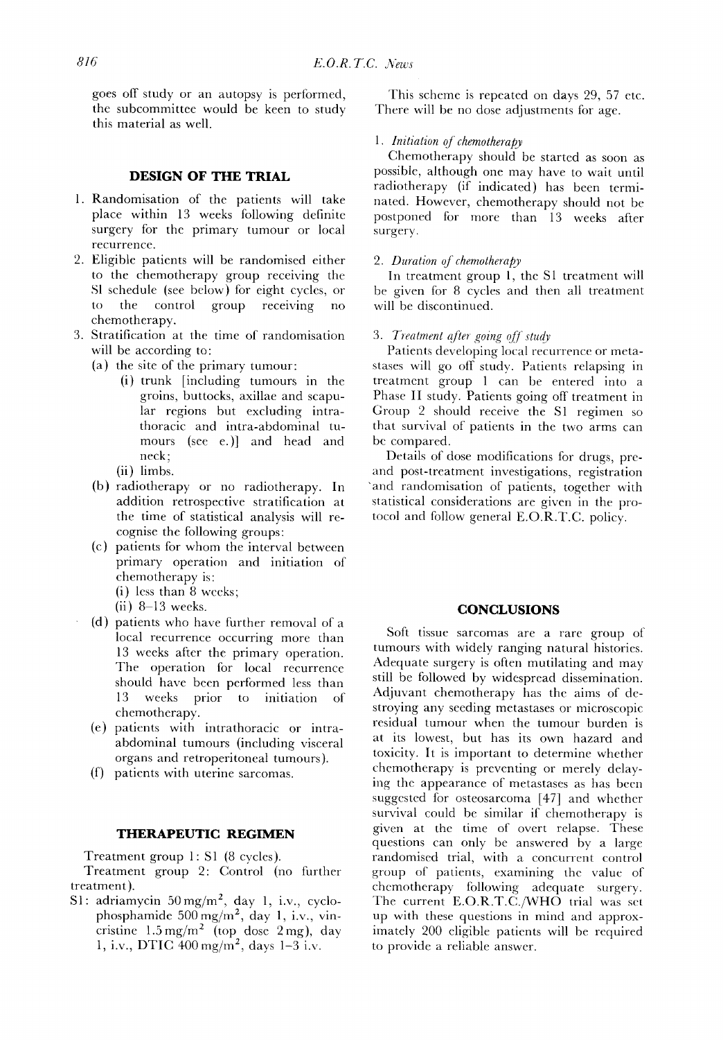goes off study or an autopsy is performed, the subcommittee would be keen to study this material as well.

## DESIGN OF THE TRIAL

1. Randomisation of the patients will take place within 13 weeks following definite surgery for the primary tumour or local recurrence.
2. Eligible patients will be randomised either to the chemotherapy group receiving the SI schedule (see below) for eight cycles, or to the control group receiving no chemotherapy.
3. Stratification at the time of randomisation will be according to:
   - (a) the site of the primary tumour:
     - (i) trunk [including tumours in the groins, buttocks, axillae and scapular regions but excluding intrathoracic and intra-abdominal tumours (see e.)] and head and neck;
     - (ii) limbs.
   - (b) radiotherapy or no radiotherapy. In addition retrospective stratification at the time of statistical analysis will recognise the following groups:
   - (c) patients for whom the interval between primary operation and initiation of chemotherapy is:
     - (i) less than 8 weeks;
     - (ii) 8–13 weeks.
   - (d) patients who have further removal of a local recurrence occurring more than 13 weeks after the primary operation. The operation for local recurrence should have been performed less than 13 weeks prior to initiation of chemotherapy.
   - (e) patients with intrathoracic or intra-abdominal tumours (including visceral organs and retroperitoneal tumours).
   - (f) patients with uterine sarcomas.

## THERAPEUTIC REGIMEN

Treatment group 1: S1 (8 cycles).

Treatment group 2: Control (no further treatment).

S1: adriamycin 50 mg/m$^2$, day 1, i.v., cyclophosphamide 500 mg/m$^2$, day 1, i.v., vincristine 1.5 mg/m$^2$ (top dose 2 mg), day 1, i.v., DTIC 400 mg/m$^2$, days 1–3 i.v.

This scheme is repeated on days 29, 57 etc. There will be no dose adjustments for age.

### 1. *Initiation of chemotherapy*

Chemotherapy should be started as soon as possible, although one may have to wait until radiotherapy (if indicated) has been terminated. However, chemotherapy should not be postponed for more than 13 weeks after surgery.

### 2. *Duration of chemotherapy*

In treatment group 1, the S1 treatment will be given for 8 cycles and then all treatment will be discontinued.

### 3. *Treatment after going off study*

Patients developing local recurrence or metastases will go off study. Patients relapsing in treatment group 1 can be entered into a Phase II study. Patients going off treatment in Group 2 should receive the S1 regimen so that survival of patients in the two arms can be compared.

Details of dose modifications for drugs, pre- and post-treatment investigations, registration and randomisation of patients, together with statistical considerations are given in the protocol and follow general E.O.R.T.C. policy.

## CONCLUSIONS

Soft tissue sarcomas are a rare group of tumours with widely ranging natural histories. Adequate surgery is often mutilating and may still be followed by widespread dissemination. Adjuvant chemotherapy has the aims of destroying any seeding metastases or microscopic residual tumour when the tumour burden is at its lowest, but has its own hazard and toxicity. It is important to determine whether chemotherapy is preventing or merely delaying the appearance of metastases as has been suggested for osteosarcoma [47] and whether survival could be similar if chemotherapy is given at the time of overt relapse. These questions can only be answered by a large randomised trial, with a concurrent control group of patients, examining the value of chemotherapy following adequate surgery. The current E.O.R.T.C./WHO trial was set up with these questions in mind and approximately 200 eligible patients will be required to provide a reliable answer.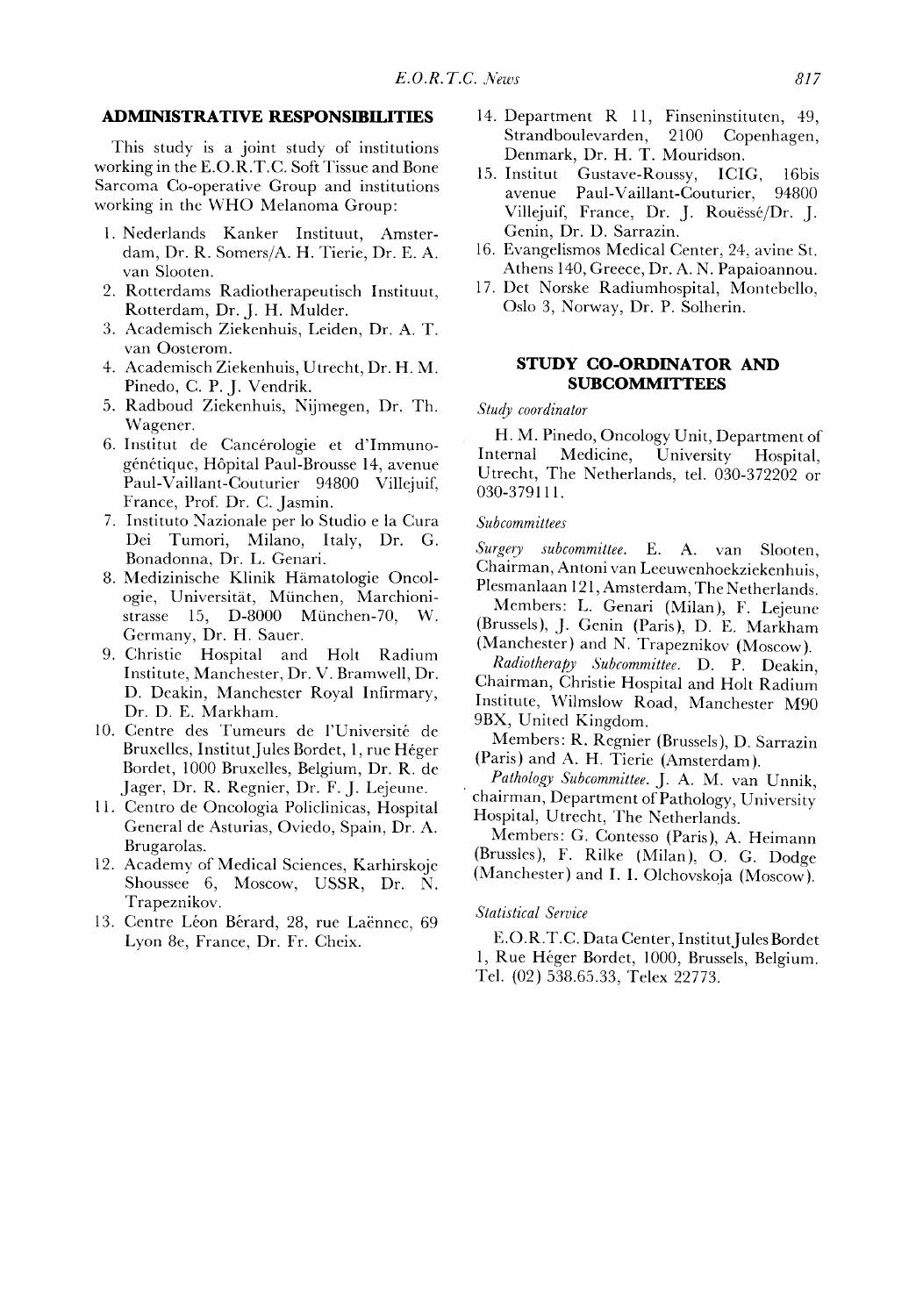## ADMINISTRATIVE RESPONSIBILITIES

This study is a joint study of institutions working in the E.O.R.T.C. Soft Tissue and Bone Sarcoma Co-operative Group and institutions working in the WHO Melanoma Group:

1. Nederlands Kanker Instituut, Amsterdam, Dr. R. Somers/A. H. Tierie, Dr. E. A. van Slooten.
2. Rotterdams Radiotherapeutisch Instituut, Rotterdam, Dr. J. H. Mulder.
3. Academisch Ziekenhuis, Leiden, Dr. A. T. van Oosterom.
4. Academisch Ziekenhuis, Utrecht, Dr. H. M. Pinedo, C. P. J. Vendrik.
5. Radboud Ziekenhuis, Nijmegen, Dr. Th. Wagener.
6. Institut de Cancérologie et d'Immunogénétique, Hôpital Paul-Brousse 14, avenue Paul-Vaillant-Couturier 94800 Villejuif, France, Prof. Dr. C. Jasmin.
7. Instituto Nazionale per lo Studio e la Cura Dei Tumori, Milano, Italy, Dr. G. Bonadonna, Dr. L. Genari.
8. Medizinische Klinik Hämatologie Oncologie, Universität, München, Marchionistrasse 15, D-8000 München-70, W. Germany, Dr. H. Sauer.
9. Christie Hospital and Holt Radium Institute, Manchester, Dr. V. Bramwell, Dr. D. Deakin, Manchester Royal Infirmary, Dr. D. E. Markham.
10. Centre des Tumeurs de l'Université de Bruxelles, Institut Jules Bordet, 1, rue Héger Bordet, 1000 Bruxelles, Belgium, Dr. R. de Jager, Dr. R. Regnier, Dr. F. J. Lejeune.
11. Centro de Oncologia Policlinicas, Hospital General de Asturias, Oviedo, Spain, Dr. A. Brugarolas.
12. Academy of Medical Sciences, Karhirskoje Shoussee 6, Moscow, USSR, Dr. N. Trapeznikov.
13. Centre Léon Bérard, 28, rue Laënnec, 69 Lyon 8e, France, Dr. Fr. Cheix.
14. Department R 11, Finseninstituten, 49, Strandboulevarden, 2100 Copenhagen, Denmark, Dr. H. T. Mouridson.
15. Institut Gustave-Roussy, ICIG, 16bis avenue Paul-Vaillant-Couturier, 94800 Villejuif, France, Dr. J. Rouëssé/Dr. J. Genin, Dr. D. Sarrazin.
16. Evangelismos Medical Center, 24, avine St. Athens 140, Greece, Dr. A. N. Papaioannou.
17. Det Norske Radiumhospital, Montebello, Oslo 3, Norway, Dr. P. Solherin.

## STUDY CO-ORDINATOR AND SUBCOMMITTEES

*Study coordinator*

H. M. Pinedo, Oncology Unit, Department of Internal Medicine, University Hospital, Utrecht, The Netherlands, tel. 030-372202 or 030-379111.

*Subcommittees*

*Surgery subcommittee.* E. A. van Slooten, Chairman, Antoni van Leeuwenhoekziekenhuis, Plesmanlaan 121, Amsterdam, The Netherlands.

Members: L. Genari (Milan), F. Lejeune (Brussels), J. Genin (Paris), D. E. Markham (Manchester) and N. Trapeznikov (Moscow).

*Radiotherapy Subcommittee.* D. P. Deakin, Chairman, Christie Hospital and Holt Radium Institute, Wilmslow Road, Manchester M90 9BX, United Kingdom.

Members: R. Regnier (Brussels), D. Sarrazin (Paris) and A. H. Tierie (Amsterdam).

*Pathology Subcommittee.* J. A. M. van Unnik, chairman, Department of Pathology, University Hospital, Utrecht, The Netherlands.

Members: G. Contesso (Paris), A. Heimann (Brussles), F. Rilke (Milan), O. G. Dodge (Manchester) and I. I. Olchovskoja (Moscow).

*Statistical Service*

E.O.R.T.C. Data Center, Institut Jules Bordet 1, Rue Héger Bordet, 1000, Brussels, Belgium. Tel. (02) 538.65.33, Telex 22773.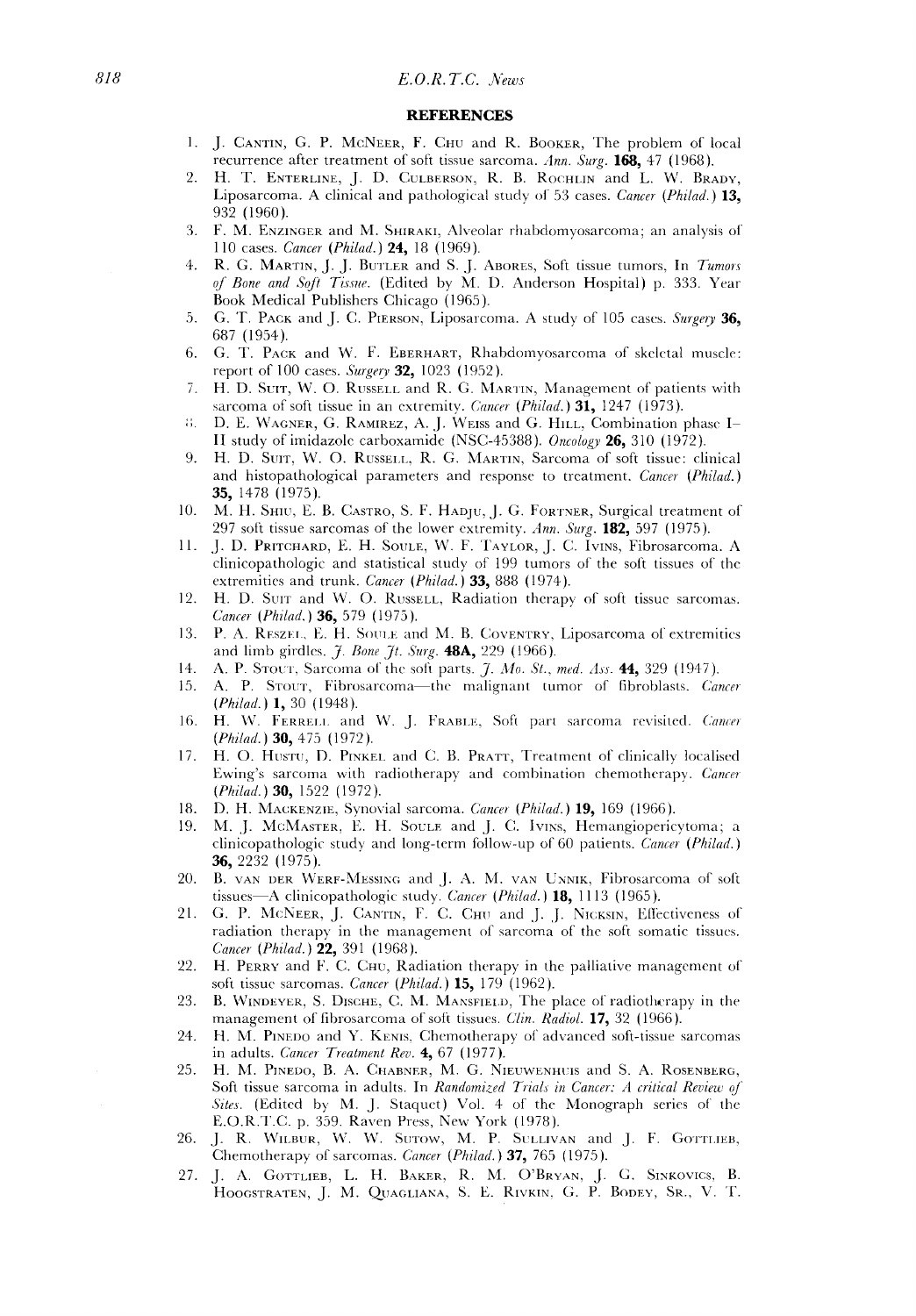## REFERENCES

1. J. Cantin, G. P. McNeer, F. Chu and R. Booker, The problem of local recurrence after treatment of soft tissue sarcoma. *Ann. Surg.* **168**, 47 (1968).
2. H. T. Enterline, J. D. Culberson, R. B. Rochlin and L. W. Brady, Liposarcoma. A clinical and pathological study of 53 cases. *Cancer (Philad.)* **13**, 932 (1960).
3. F. M. Enzinger and M. Shiraki, Alveolar rhabdomyosarcoma; an analysis of 110 cases. *Cancer (Philad.)* **24**, 18 (1969).
4. R. G. Martin, J. J. Butler and S. J. Abores, Soft tissue tumors, In *Tumors of Bone and Soft Tissue*. (Edited by M. D. Anderson Hospital) p. 333. Year Book Medical Publishers Chicago (1965).
5. G. T. Pack and J. C. Pierson, Liposarcoma. A study of 105 cases. *Surgery* **36**, 687 (1954).
6. G. T. Pack and W. F. Eberhart, Rhabdomyosarcoma of skeletal muscle: report of 100 cases. *Surgery* **32**, 1023 (1952).
7. H. D. Suit, W. O. Russell and R. G. Martin, Management of patients with sarcoma of soft tissue in an extremity. *Cancer (Philad.)* **31**, 1247 (1973).
8. D. E. Wagner, G. Ramirez, A. J. Weiss and G. Hill, Combination phase I–II study of imidazole carboxamide (NSC-45388). *Oncology* **26**, 310 (1972).
9. H. D. Suit, W. O. Russell, R. G. Martin, Sarcoma of soft tissue: clinical and histopathological parameters and response to treatment. *Cancer (Philad.)* **35**, 1478 (1975).
10. M. H. Shiu, E. B. Castro, S. F. Hadju, J. G. Fortner, Surgical treatment of 297 soft tissue sarcomas of the lower extremity. *Ann. Surg.* **182**, 597 (1975).
11. J. D. Pritchard, E. H. Soule, W. F. Taylor, J. C. Ivins, Fibrosarcoma. A clinicopathologic and statistical study of 199 tumors of the soft tissues of the extremities and trunk. *Cancer (Philad.)* **33**, 888 (1974).
12. H. D. Suit and W. O. Russell, Radiation therapy of soft tissue sarcomas. *Cancer (Philad.)* **36**, 579 (1975).
13. P. A. Reszel, E. H. Soule and M. B. Coventry, Liposarcoma of extremities and limb girdles. *J. Bone Jt. Surg.* **48A**, 229 (1966).
14. A. P. Stout, Sarcoma of the soft parts. *J. Mo. St., med. Ass.* **44**, 329 (1947).
15. A. P. Stout, Fibrosarcoma—the malignant tumor of fibroblasts. *Cancer (Philad.)* **1**, 30 (1948).
16. H. W. Ferrell and W. J. Frable, Soft part sarcoma revisited. *Cancer (Philad.)* **30**, 475 (1972).
17. H. O. Hustu, D. Pinkel and C. B. Pratt, Treatment of clinically localised Ewing's sarcoma with radiotherapy and combination chemotherapy. *Cancer (Philad.)* **30**, 1522 (1972).
18. D. H. Mackenzie, Synovial sarcoma. *Cancer (Philad.)* **19**, 169 (1966).
19. M. J. McMaster, E. H. Soule and J. C. Ivins, Hemangiopericytoma; a clinicopathologic study and long-term follow-up of 60 patients. *Cancer (Philad.)* **36**, 2232 (1975).
20. B. van der Werf-Messing and J. A. M. van Unnik, Fibrosarcoma of soft tissues—A clinicopathologic study. *Cancer (Philad.)* **18**, 1113 (1965).
21. G. P. McNeer, J. Cantin, F. C. Chu and J. J. Nicksin, Effectiveness of radiation therapy in the management of sarcoma of the soft somatic tissues. *Cancer (Philad.)* **22**, 391 (1968).
22. H. Perry and F. C. Chu, Radiation therapy in the palliative management of soft tissue sarcomas. *Cancer (Philad.)* **15**, 179 (1962).
23. B. Windeyer, S. Dische, C. M. Mansfield, The place of radiotherapy in the management of fibrosarcoma of soft tissues. *Clin. Radiol.* **17**, 32 (1966).
24. H. M. Pinedo and Y. Kenis, Chemotherapy of advanced soft-tissue sarcomas in adults. *Cancer Treatment Rev.* **4**, 67 (1977).
25. H. M. Pinedo, B. A. Chabner, M. G. Nieuwenhuis and S. A. Rosenberg, Soft tissue sarcoma in adults. In *Randomized Trials in Cancer: A critical Review of Sites*. (Edited by M. J. Staquet) Vol. 4 of the Monograph series of the E.O.R.T.C. p. 359. Raven Press, New York (1978).
26. J. R. Wilbur, W. W. Sutow, M. P. Sullivan and J. F. Gottlieb, Chemotherapy of sarcomas. *Cancer (Philad.)* **37**, 765 (1975).
27. J. A. Gottlieb, L. H. Baker, R. M. O'Bryan, J. G. Sinkovics, B. Hoogstraten, J. M. Quagliana, S. E. Rivkin, G. P. Bodey, Sr., V. T.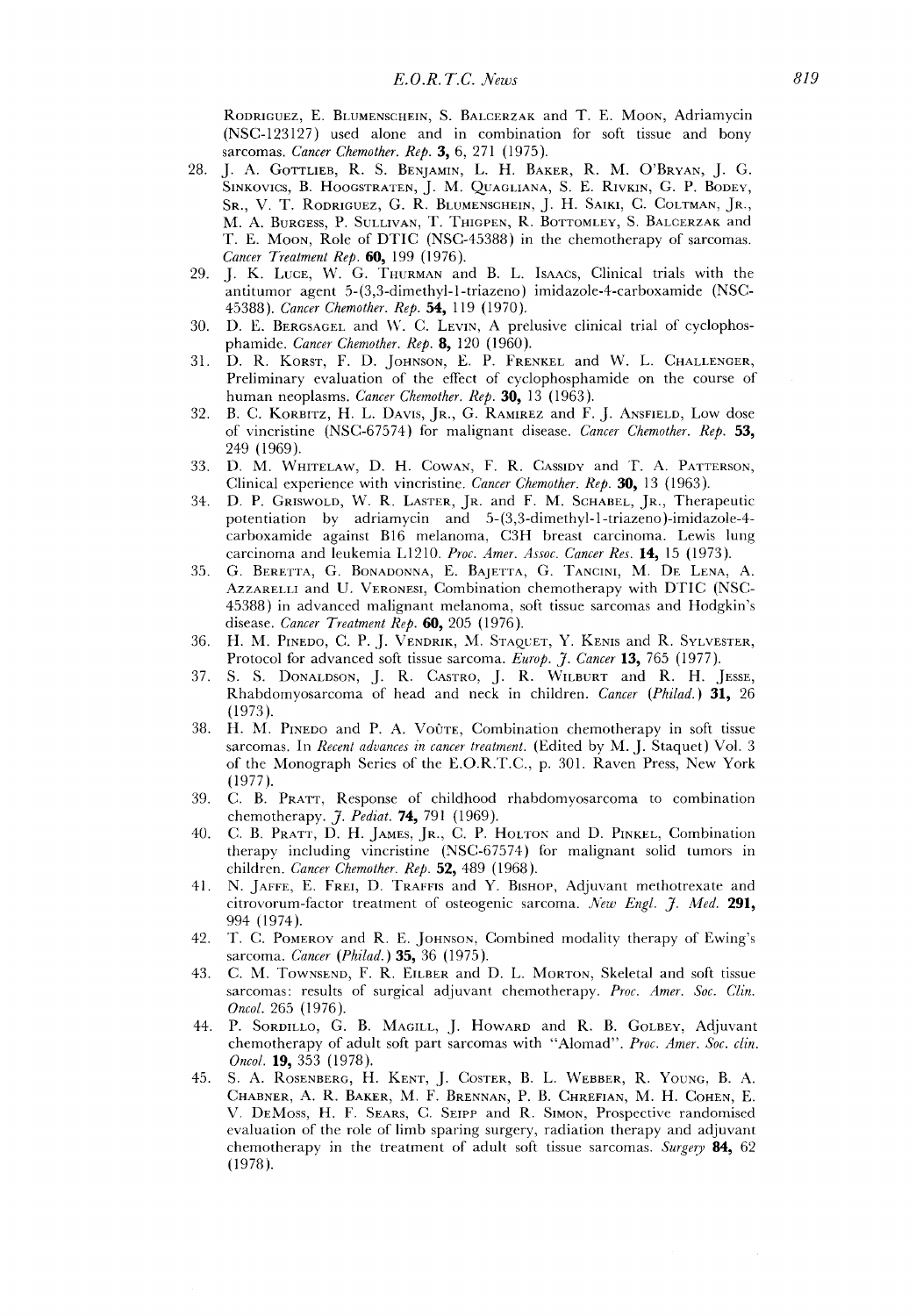Rodriguez, E. Blumenschein, S. Balcerzak and T. E. Moon, Adriamycin (NSC-123127) used alone and in combination for soft tissue and bony sarcomas. *Cancer Chemother. Rep.* **3,** 6, 271 (1975).

28. J. A. Gottlieb, R. S. Benjamin, L. H. Baker, R. M. O'Bryan, J. G. Sinkovics, B. Hoogstraten, J. M. Quagliana, S. E. Rivkin, G. P. Bodey, Sr., V. T. Rodriguez, G. R. Blumenschein, J. H. Saiki, C. Coltman, Jr., M. A. Burgess, P. Sullivan, T. Thigpen, R. Bottomley, S. Balcerzak and T. E. Moon, Role of DTIC (NSC-45388) in the chemotherapy of sarcomas. *Cancer Treatment Rep.* **60,** 199 (1976).
29. J. K. Luce, W. G. Thurman and B. L. Isaacs, Clinical trials with the antitumor agent 5-(3,3-dimethyl-1-triazeno) imidazole-4-carboxamide (NSC-45388). *Cancer Chemother. Rep.* **54,** 119 (1970).
30. D. E. Bergsagel and W. C. Levin, A prelusive clinical trial of cyclophosphamide. *Cancer Chemother. Rep.* **8,** 120 (1960).
31. D. R. Korst, F. D. Johnson, E. P. Frenkel and W. L. Challenger, Preliminary evaluation of the effect of cyclophosphamide on the course of human neoplasms. *Cancer Chemother. Rep.* **30,** 13 (1963).
32. B. C. Korbitz, H. L. Davis, Jr., G. Ramirez and F. J. Ansfield, Low dose of vincristine (NSC-67574) for malignant disease. *Cancer Chemother. Rep.* **53,** 249 (1969).
33. D. M. Whitelaw, D. H. Cowan, F. R. Cassidy and T. A. Patterson, Clinical experience with vincristine. *Cancer Chemother. Rep.* **30,** 13 (1963).
34. D. P. Griswold, W. R. Laster, Jr. and F. M. Schabel, Jr., Therapeutic potentiation by adriamycin and 5-(3,3-dimethyl-1-triazeno)-imidazole-4-carboxamide against B16 melanoma, C3H breast carcinoma. Lewis lung carcinoma and leukemia L1210. *Proc. Amer. Assoc. Cancer Res.* **14,** 15 (1973).
35. G. Beretta, G. Bonadonna, E. Bajetta, G. Tancini, M. De Lena, A. Azzarelli and U. Veronesi, Combination chemotherapy with DTIC (NSC-45388) in advanced malignant melanoma, soft tissue sarcomas and Hodgkin's disease. *Cancer Treatment Rep.* **60,** 205 (1976).
36. H. M. Pinedo, C. P. J. Vendrik, M. Staquet, Y. Kenis and R. Sylvester, Protocol for advanced soft tissue sarcoma. *Europ. J. Cancer* **13,** 765 (1977).
37. S. S. Donaldson, J. R. Castro, J. R. Wilburt and R. H. Jesse, Rhabdomyosarcoma of head and neck in children. *Cancer (Philad.)* **31,** 26 (1973).
38. H. M. Pinedo and P. A. Voûte, Combination chemotherapy in soft tissue sarcomas. In *Recent advances in cancer treatment.* (Edited by M. J. Staquet) Vol. 3 of the Monograph Series of the E.O.R.T.C., p. 301. Raven Press, New York (1977).
39. C. B. Pratt, Response of childhood rhabdomyosarcoma to combination chemotherapy. *J. Pediat.* **74,** 791 (1969).
40. C. B. Pratt, D. H. James, Jr., C. P. Holton and D. Pinkel, Combination therapy including vincristine (NSC-67574) for malignant solid tumors in children. *Cancer Chemother. Rep.* **52,** 489 (1968).
41. N. Jaffe, E. Frei, D. Traffis and Y. Bishop, Adjuvant methotrexate and citrovorum-factor treatment of osteogenic sarcoma. *New Engl. J. Med.* **291,** 994 (1974).
42. T. C. Pomeroy and R. E. Johnson, Combined modality therapy of Ewing's sarcoma. *Cancer (Philad.)* **35,** 36 (1975).
43. C. M. Townsend, F. R. Eilber and D. L. Morton, Skeletal and soft tissue sarcomas: results of surgical adjuvant chemotherapy. *Proc. Amer. Soc. Clin. Oncol.* 265 (1976).
44. P. Sordillo, G. B. Magill, J. Howard and R. B. Golbey, Adjuvant chemotherapy of adult soft part sarcomas with "Alomad". *Proc. Amer. Soc. clin. Oncol.* **19,** 353 (1978).
45. S. A. Rosenberg, H. Kent, J. Coster, B. L. Webber, R. Young, B. A. Chabner, A. R. Baker, M. F. Brennan, P. B. Chrefian, M. H. Cohen, E. V. DeMoss, H. F. Sears, C. Seipp and R. Simon, Prospective randomised evaluation of the role of limb sparing surgery, radiation therapy and adjuvant chemotherapy in the treatment of adult soft tissue sarcomas. *Surgery* **84,** 62 (1978).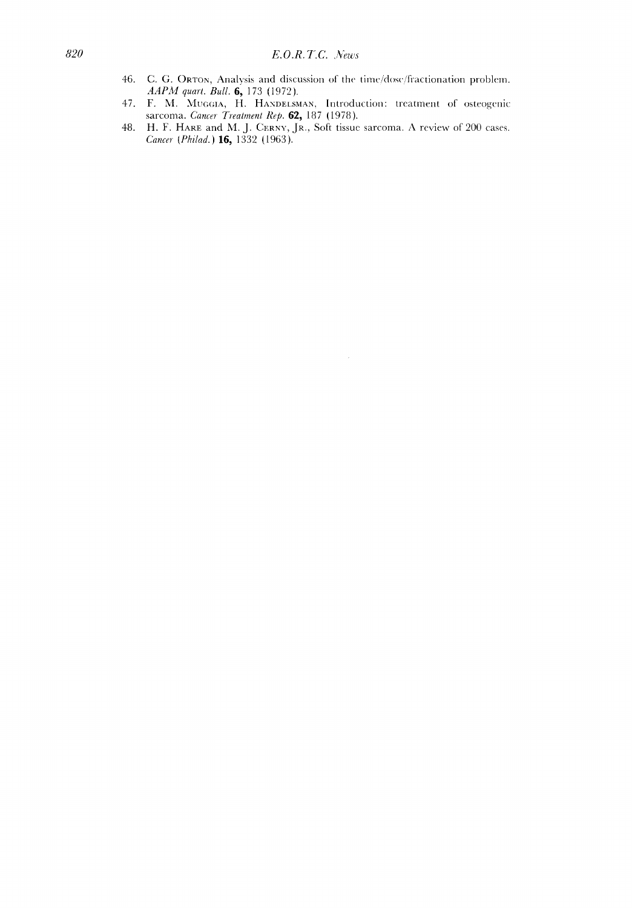46. C. G. ORTON, Analysis and discussion of the time/dose/fractionation problem. *AAPM quart. Bull.* **6,** 173 (1972).
47. F. M. MUGGIA, H. HANDELSMAN, Introduction: treatment of osteogenic sarcoma. *Cancer Treatment Rep.* **62,** 187 (1978).
48. H. F. HARE and M. J. CERNY, JR., Soft tissue sarcoma. A review of 200 cases. *Cancer (Philad.)* **16,** 1332 (1963).